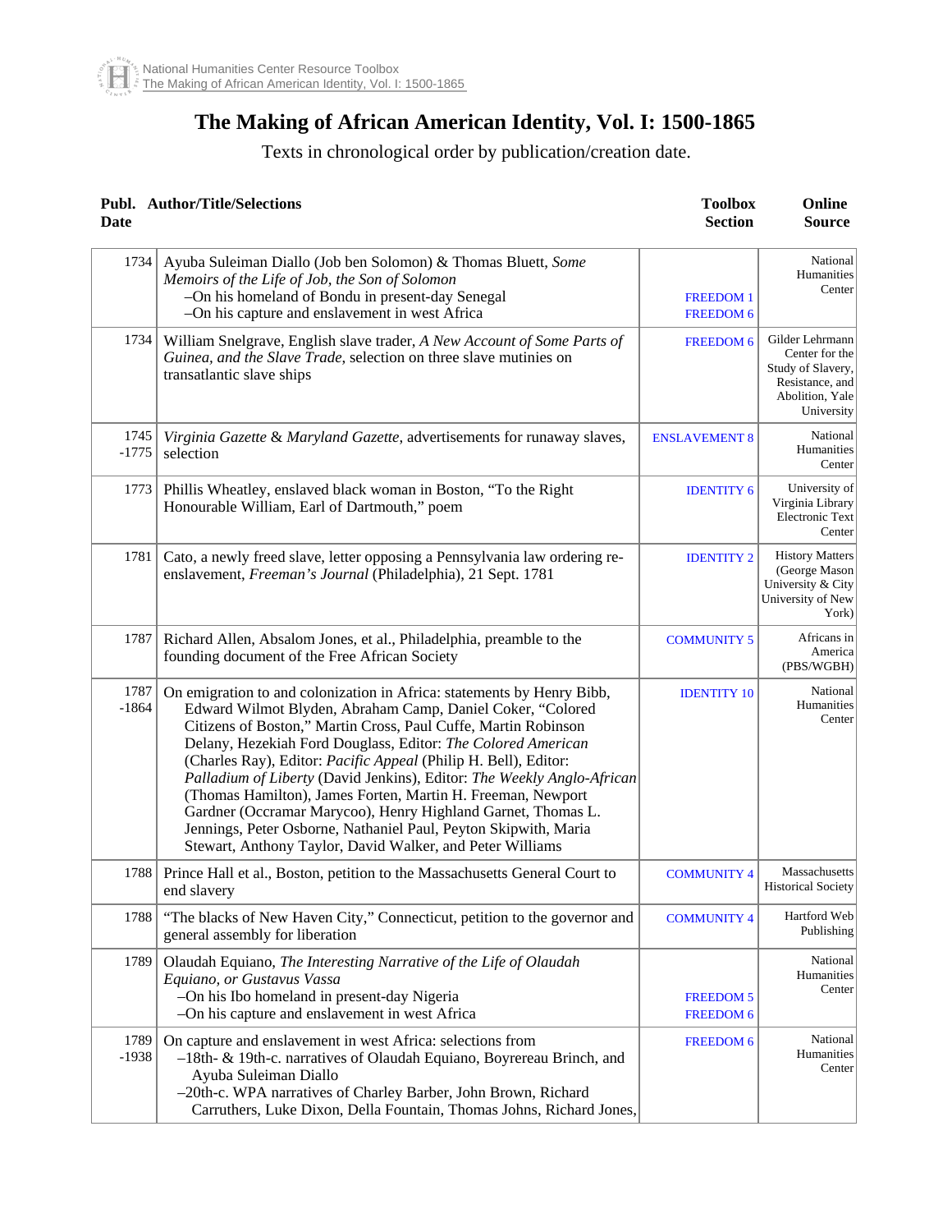# The Making of African American Identity, Vol. I: 1500-1865

Texts in chronological order by publication/creation date.

| Publ. Date | Author/Title/Selections | Toolbox Section | Online Source |
|---|---|---|---|
| 1734 | Ayuba Suleiman Diallo (Job ben Solomon) & Thomas Bluett, *Some Memoirs of the Life of Job, the Son of Solomon*<br>–On his homeland of Bondu in present-day Senegal<br>–On his capture and enslavement in west Africa | FREEDOM 1<br>FREEDOM 6 | National Humanities Center |
| 1734 | William Snelgrave, English slave trader, *A New Account of Some Parts of Guinea, and the Slave Trade*, selection on three slave mutinies on transatlantic slave ships | FREEDOM 6 | Gilder Lehrmann Center for the Study of Slavery, Resistance, and Abolition, Yale University |
| 1745 -1775 | *Virginia Gazette* & *Maryland Gazette*, advertisements for runaway slaves, selection | ENSLAVEMENT 8 | National Humanities Center |
| 1773 | Phillis Wheatley, enslaved black woman in Boston, "To the Right Honourable William, Earl of Dartmouth," poem | IDENTITY 6 | University of Virginia Library Electronic Text Center |
| 1781 | Cato, a newly freed slave, letter opposing a Pennsylvania law ordering re-enslavement, *Freeman's Journal* (Philadelphia), 21 Sept. 1781 | IDENTITY 2 | History Matters (George Mason University & City University of New York) |
| 1787 | Richard Allen, Absalom Jones, et al., Philadelphia, preamble to the founding document of the Free African Society | COMMUNITY 5 | Africans in America (PBS/WGBH) |
| 1787 -1864 | On emigration to and colonization in Africa: statements by Henry Bibb, Edward Wilmot Blyden, Abraham Camp, Daniel Coker, "Colored Citizens of Boston," Martin Cross, Paul Cuffe, Martin Robinson Delany, Hezekiah Ford Douglass, Editor: *The Colored American* (Charles Ray), Editor: *Pacific Appeal* (Philip H. Bell), Editor: *Palladium of Liberty* (David Jenkins), Editor: *The Weekly Anglo-African* (Thomas Hamilton), James Forten, Martin H. Freeman, Newport Gardner (Occramar Marycoo), Henry Highland Garnet, Thomas L. Jennings, Peter Osborne, Nathaniel Paul, Peyton Skipwith, Maria Stewart, Anthony Taylor, David Walker, and Peter Williams | IDENTITY 10 | National Humanities Center |
| 1788 | Prince Hall et al., Boston, petition to the Massachusetts General Court to end slavery | COMMUNITY 4 | Massachusetts Historical Society |
| 1788 | "The blacks of New Haven City," Connecticut, petition to the governor and general assembly for liberation | COMMUNITY 4 | Hartford Web Publishing |
| 1789 | Olaudah Equiano, *The Interesting Narrative of the Life of Olaudah Equiano, or Gustavus Vassa*<br>–On his Ibo homeland in present-day Nigeria<br>–On his capture and enslavement in west Africa | FREEDOM 5<br>FREEDOM 6 | National Humanities Center |
| 1789 -1938 | On capture and enslavement in west Africa: selections from<br>–18th- & 19th-c. narratives of Olaudah Equiano, Boyrereau Brinch, and Ayuba Suleiman Diallo<br>–20th-c. WPA narratives of Charley Barber, John Brown, Richard Carruthers, Luke Dixon, Della Fountain, Thomas Johns, Richard Jones, | FREEDOM 6 | National Humanities Center |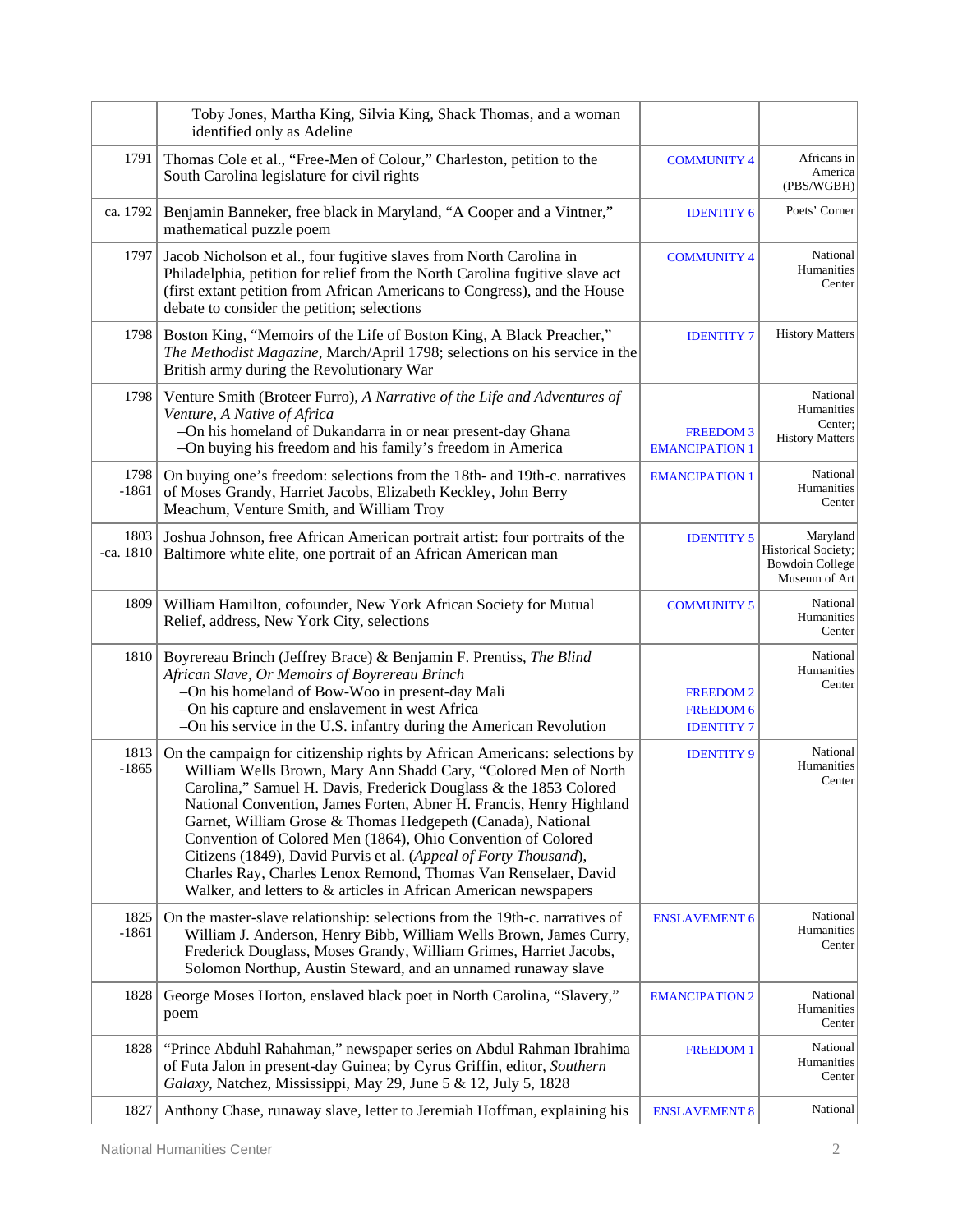| | | | |
|---|---|---|---|
| | Toby Jones, Martha King, Silvia King, Shack Thomas, and a woman identified only as Adeline | | |
| 1791 | Thomas Cole et al., "Free-Men of Colour," Charleston, petition to the South Carolina legislature for civil rights | COMMUNITY 4 | Africans in America (PBS/WGBH) |
| ca. 1792 | Benjamin Banneker, free black in Maryland, "A Cooper and a Vintner," mathematical puzzle poem | IDENTITY 6 | Poets' Corner |
| 1797 | Jacob Nicholson et al., four fugitive slaves from North Carolina in Philadelphia, petition for relief from the North Carolina fugitive slave act (first extant petition from African Americans to Congress), and the House debate to consider the petition; selections | COMMUNITY 4 | National Humanities Center |
| 1798 | Boston King, "Memoirs of the Life of Boston King, A Black Preacher," *The Methodist Magazine*, March/April 1798; selections on his service in the British army during the Revolutionary War | IDENTITY 7 | History Matters |
| 1798 | Venture Smith (Broteer Furro), *A Narrative of the Life and Adventures of Venture, A Native of Africa*<br>–On his homeland of Dukandarra in or near present-day Ghana<br>–On buying his freedom and his family's freedom in America | FREEDOM 3<br>EMANCIPATION 1 | National Humanities Center;<br>History Matters |
| 1798 -1861 | On buying one's freedom: selections from the 18th- and 19th-c. narratives of Moses Grandy, Harriet Jacobs, Elizabeth Keckley, John Berry Meachum, Venture Smith, and William Troy | EMANCIPATION 1 | National Humanities Center |
| 1803 -ca. 1810 | Joshua Johnson, free African American portrait artist: four portraits of the Baltimore white elite, one portrait of an African American man | IDENTITY 5 | Maryland Historical Society; Bowdoin College Museum of Art |
| 1809 | William Hamilton, cofounder, New York African Society for Mutual Relief, address, New York City, selections | COMMUNITY 5 | National Humanities Center |
| 1810 | Boyrereau Brinch (Jeffrey Brace) & Benjamin F. Prentiss, *The Blind African Slave, Or Memoirs of Boyrereau Brinch*<br>–On his homeland of Bow-Woo in present-day Mali<br>–On his capture and enslavement in west Africa<br>–On his service in the U.S. infantry during the American Revolution | FREEDOM 2<br>FREEDOM 6<br>IDENTITY 7 | National Humanities Center |
| 1813 -1865 | On the campaign for citizenship rights by African Americans: selections by William Wells Brown, Mary Ann Shadd Cary, "Colored Men of North Carolina," Samuel H. Davis, Frederick Douglass & the 1853 Colored National Convention, James Forten, Abner H. Francis, Henry Highland Garnet, William Grose & Thomas Hedgepeth (Canada), National Convention of Colored Men (1864), Ohio Convention of Colored Citizens (1849), David Purvis et al. (*Appeal of Forty Thousand*), Charles Ray, Charles Lenox Remond, Thomas Van Renselaer, David Walker, and letters to & articles in African American newspapers | IDENTITY 9 | National Humanities Center |
| 1825 -1861 | On the master-slave relationship: selections from the 19th-c. narratives of William J. Anderson, Henry Bibb, William Wells Brown, James Curry, Frederick Douglass, Moses Grandy, William Grimes, Harriet Jacobs, Solomon Northup, Austin Steward, and an unnamed runaway slave | ENSLAVEMENT 6 | National Humanities Center |
| 1828 | George Moses Horton, enslaved black poet in North Carolina, "Slavery," poem | EMANCIPATION 2 | National Humanities Center |
| 1828 | "Prince Abduhl Rahahman," newspaper series on Abdul Rahman Ibrahima of Futa Jalon in present-day Guinea; by Cyrus Griffin, editor, *Southern Galaxy*, Natchez, Mississippi, May 29, June 5 & 12, July 5, 1828 | FREEDOM 1 | National Humanities Center |
| 1827 | Anthony Chase, runaway slave, letter to Jeremiah Hoffman, explaining his | ENSLAVEMENT 8 | National |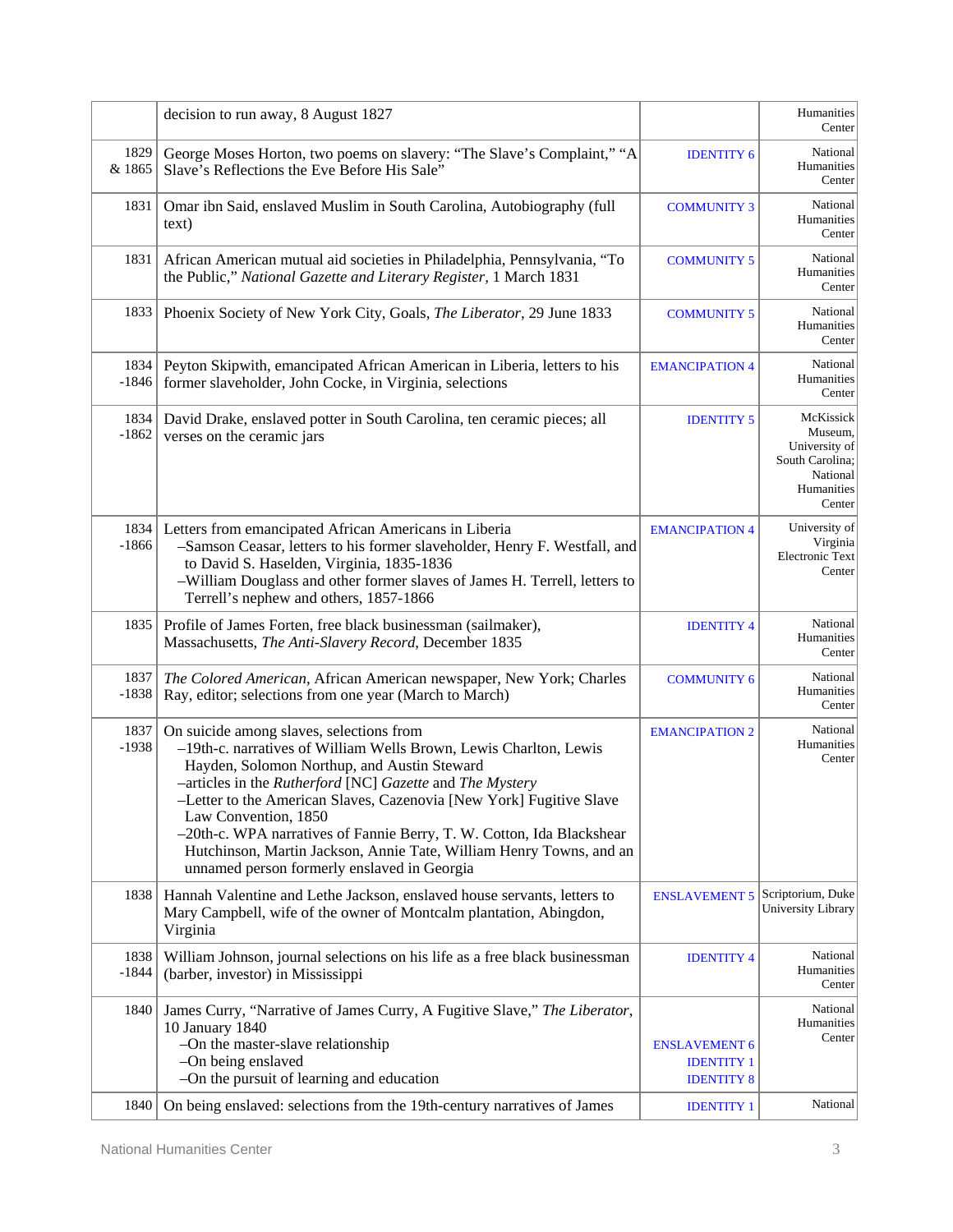| | | | |
|---|---|---|---|
| | decision to run away, 8 August 1827 | | Humanities Center |
| 1829 & 1865 | George Moses Horton, two poems on slavery: "The Slave's Complaint," "A Slave's Reflections the Eve Before His Sale" | IDENTITY 6 | National Humanities Center |
| 1831 | Omar ibn Said, enslaved Muslim in South Carolina, Autobiography (full text) | COMMUNITY 3 | National Humanities Center |
| 1831 | African American mutual aid societies in Philadelphia, Pennsylvania, "To the Public," *National Gazette and Literary Register,* 1 March 1831 | COMMUNITY 5 | National Humanities Center |
| 1833 | Phoenix Society of New York City, Goals, *The Liberator*, 29 June 1833 | COMMUNITY 5 | National Humanities Center |
| 1834 -1846 | Peyton Skipwith, emancipated African American in Liberia, letters to his former slaveholder, John Cocke, in Virginia, selections | EMANCIPATION 4 | National Humanities Center |
| 1834 -1862 | David Drake, enslaved potter in South Carolina, ten ceramic pieces; all verses on the ceramic jars | IDENTITY 5 | McKissick Museum, University of South Carolina; National Humanities Center |
| 1834 -1866 | Letters from emancipated African Americans in Liberia<br>–Samson Ceasar, letters to his former slaveholder, Henry F. Westfall, and to David S. Haselden, Virginia, 1835-1836<br>–William Douglass and other former slaves of James H. Terrell, letters to Terrell's nephew and others, 1857-1866 | EMANCIPATION 4 | University of Virginia Electronic Text Center |
| 1835 | Profile of James Forten, free black businessman (sailmaker), Massachusetts, *The Anti-Slavery Record*, December 1835 | IDENTITY 4 | National Humanities Center |
| 1837 -1838 | *The Colored American*, African American newspaper, New York; Charles Ray, editor; selections from one year (March to March) | COMMUNITY 6 | National Humanities Center |
| 1837 -1938 | On suicide among slaves, selections from<br>–19th-c. narratives of William Wells Brown, Lewis Charlton, Lewis Hayden, Solomon Northup, and Austin Steward<br>–articles in the *Rutherford* [NC] *Gazette* and *The Mystery*<br>–Letter to the American Slaves, Cazenovia [New York] Fugitive Slave Law Convention, 1850<br>–20th-c. WPA narratives of Fannie Berry, T. W. Cotton, Ida Blackshear Hutchinson, Martin Jackson, Annie Tate, William Henry Towns, and an unnamed person formerly enslaved in Georgia | EMANCIPATION 2 | National Humanities Center |
| 1838 | Hannah Valentine and Lethe Jackson, enslaved house servants, letters to Mary Campbell, wife of the owner of Montcalm plantation, Abingdon, Virginia | ENSLAVEMENT 5 | Scriptorium, Duke University Library |
| 1838 -1844 | William Johnson, journal selections on his life as a free black businessman (barber, investor) in Mississippi | IDENTITY 4 | National Humanities Center |
| 1840 | James Curry, "Narrative of James Curry, A Fugitive Slave," *The Liberator*, 10 January 1840<br>–On the master-slave relationship<br>–On being enslaved<br>–On the pursuit of learning and education | <br><br>ENSLAVEMENT 6<br>IDENTITY 1<br>IDENTITY 8 | National Humanities Center |
| 1840 | On being enslaved: selections from the 19th-century narratives of James | IDENTITY 1 | National |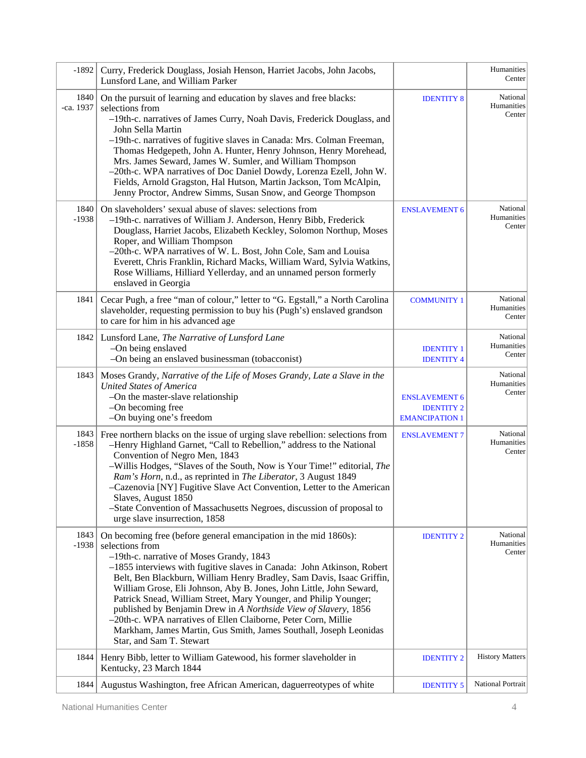| | | | |
|---|---|---|---|
| -1892 | Curry, Frederick Douglass, Josiah Henson, Harriet Jacobs, John Jacobs, Lunsford Lane, and William Parker | | Humanities Center |
| 1840 -ca. 1937 | On the pursuit of learning and education by slaves and free blacks: selections from<br>–19th-c. narratives of James Curry, Noah Davis, Frederick Douglass, and John Sella Martin<br>–19th-c. narratives of fugitive slaves in Canada: Mrs. Colman Freeman, Thomas Hedgepeth, John A. Hunter, Henry Johnson, Henry Morehead, Mrs. James Seward, James W. Sumler, and William Thompson<br>–20th-c. WPA narratives of Doc Daniel Dowdy, Lorenza Ezell, John W. Fields, Arnold Gragston, Hal Hutson, Martin Jackson, Tom McAlpin, Jenny Proctor, Andrew Simms, Susan Snow, and George Thompson | IDENTITY 8 | National Humanities Center |
| 1840 -1938 | On slaveholders' sexual abuse of slaves: selections from<br>–19th-c. narratives of William J. Anderson, Henry Bibb, Frederick Douglass, Harriet Jacobs, Elizabeth Keckley, Solomon Northup, Moses Roper, and William Thompson<br>–20th-c. WPA narratives of W. L. Bost, John Cole, Sam and Louisa Everett, Chris Franklin, Richard Macks, William Ward, Sylvia Watkins, Rose Williams, Hilliard Yellerday, and an unnamed person formerly enslaved in Georgia | ENSLAVEMENT 6 | National Humanities Center |
| 1841 | Cecar Pugh, a free "man of colour," letter to "G. Egstall," a North Carolina slaveholder, requesting permission to buy his (Pugh's) enslaved grandson to care for him in his advanced age | COMMUNITY 1 | National Humanities Center |
| 1842 | Lunsford Lane, *The Narrative of Lunsford Lane*<br>–On being enslaved<br>–On being an enslaved businessman (tobacconist) | <br>IDENTITY 1<br>IDENTITY 4 | National Humanities Center |
| 1843 | Moses Grandy, *Narrative of the Life of Moses Grandy, Late a Slave in the United States of America*<br>–On the master-slave relationship<br>–On becoming free<br>–On buying one's freedom | <br>ENSLAVEMENT 6<br>IDENTITY 2<br>EMANCIPATION 1 | National Humanities Center |
| 1843 -1858 | Free northern blacks on the issue of urging slave rebellion: selections from<br>–Henry Highland Garnet, "Call to Rebellion," address to the National Convention of Negro Men, 1843<br>–Willis Hodges, "Slaves of the South, Now is Your Time!" editorial, *The Ram's Horn*, n.d., as reprinted in *The Liberator*, 3 August 1849<br>–Cazenovia [NY] Fugitive Slave Act Convention, Letter to the American Slaves, August 1850<br>–State Convention of Massachusetts Negroes, discussion of proposal to urge slave insurrection, 1858 | ENSLAVEMENT 7 | National Humanities Center |
| 1843 -1938 | On becoming free (before general emancipation in the mid 1860s): selections from<br>–19th-c. narrative of Moses Grandy, 1843<br>–1855 interviews with fugitive slaves in Canada: John Atkinson, Robert Belt, Ben Blackburn, William Henry Bradley, Sam Davis, Isaac Griffin, William Grose, Eli Johnson, Aby B. Jones, John Little, John Seward, Patrick Snead, William Street, Mary Younger, and Philip Younger; published by Benjamin Drew in *A Northside View of Slavery*, 1856<br>–20th-c. WPA narratives of Ellen Claiborne, Peter Corn, Millie Markham, James Martin, Gus Smith, James Southall, Joseph Leonidas Star, and Sam T. Stewart | IDENTITY 2 | National Humanities Center |
| 1844 | Henry Bibb, letter to William Gatewood, his former slaveholder in Kentucky, 23 March 1844 | IDENTITY 2 | History Matters |
| 1844 | Augustus Washington, free African American, daguerreotypes of white | IDENTITY 5 | National Portrait |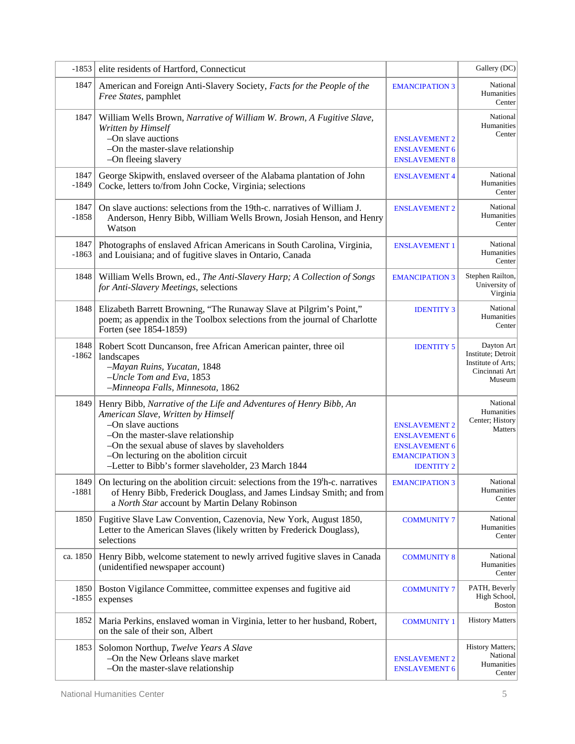| | | | |
|---|---|---|---|
| -1853 | elite residents of Hartford, Connecticut | | Gallery (DC) |
| 1847 | American and Foreign Anti-Slavery Society, *Facts for the People of the Free States*, pamphlet | EMANCIPATION 3 | National Humanities Center |
| 1847 | William Wells Brown, *Narrative of William W. Brown, A Fugitive Slave, Written by Himself*<br>–On slave auctions<br>–On the master-slave relationship<br>–On fleeing slavery | ENSLAVEMENT 2<br>ENSLAVEMENT 6<br>ENSLAVEMENT 8 | National Humanities Center |
| 1847 -1849 | George Skipwith, enslaved overseer of the Alabama plantation of John Cocke, letters to/from John Cocke, Virginia; selections | ENSLAVEMENT 4 | National Humanities Center |
| 1847 -1858 | On slave auctions: selections from the 19th-c. narratives of William J. Anderson, Henry Bibb, William Wells Brown, Josiah Henson, and Henry Watson | ENSLAVEMENT 2 | National Humanities Center |
| 1847 -1863 | Photographs of enslaved African Americans in South Carolina, Virginia, and Louisiana; and of fugitive slaves in Ontario, Canada | ENSLAVEMENT 1 | National Humanities Center |
| 1848 | William Wells Brown, ed., *The Anti-Slavery Harp; A Collection of Songs for Anti-Slavery Meetings*, selections | EMANCIPATION 3 | Stephen Railton, University of Virginia |
| 1848 | Elizabeth Barrett Browning, "The Runaway Slave at Pilgrim's Point," poem; as appendix in the Toolbox selections from the journal of Charlotte Forten (see 1854-1859) | IDENTITY 3 | National Humanities Center |
| 1848 -1862 | Robert Scott Duncanson, free African American painter, three oil landscapes<br>–*Mayan Ruins, Yucatan*, 1848<br>–*Uncle Tom and Eva*, 1853<br>–*Minneopa Falls, Minnesota*, 1862 | IDENTITY 5 | Dayton Art Institute; Detroit Institute of Arts; Cincinnati Art Museum |
| 1849 | Henry Bibb, *Narrative of the Life and Adventures of Henry Bibb, An American Slave, Written by Himself*<br>–On slave auctions<br>–On the master-slave relationship<br>–On the sexual abuse of slaves by slaveholders<br>–On lecturing on the abolition circuit<br>–Letter to Bibb's former slaveholder, 23 March 1844 | ENSLAVEMENT 2<br>ENSLAVEMENT 6<br>ENSLAVEMENT 6<br>EMANCIPATION 3<br>IDENTITY 2 | National Humanities Center; History Matters |
| 1849 -1881 | On lecturing on the abolition circuit: selections from the 19th-c. narratives of Henry Bibb, Frederick Douglass, and James Lindsay Smith; and from a *North Star* account by Martin Delany Robinson | EMANCIPATION 3 | National Humanities Center |
| 1850 | Fugitive Slave Law Convention, Cazenovia, New York, August 1850, Letter to the American Slaves (likely written by Frederick Douglass), selections | COMMUNITY 7 | National Humanities Center |
| ca. 1850 | Henry Bibb, welcome statement to newly arrived fugitive slaves in Canada (unidentified newspaper account) | COMMUNITY 8 | National Humanities Center |
| 1850 -1855 | Boston Vigilance Committee, committee expenses and fugitive aid expenses | COMMUNITY 7 | PATH, Beverly High School, Boston |
| 1852 | Maria Perkins, enslaved woman in Virginia, letter to her husband, Robert, on the sale of their son, Albert | COMMUNITY 1 | History Matters |
| 1853 | Solomon Northup, *Twelve Years A Slave*<br>–On the New Orleans slave market<br>–On the master-slave relationship | ENSLAVEMENT 2<br>ENSLAVEMENT 6 | History Matters; National Humanities Center |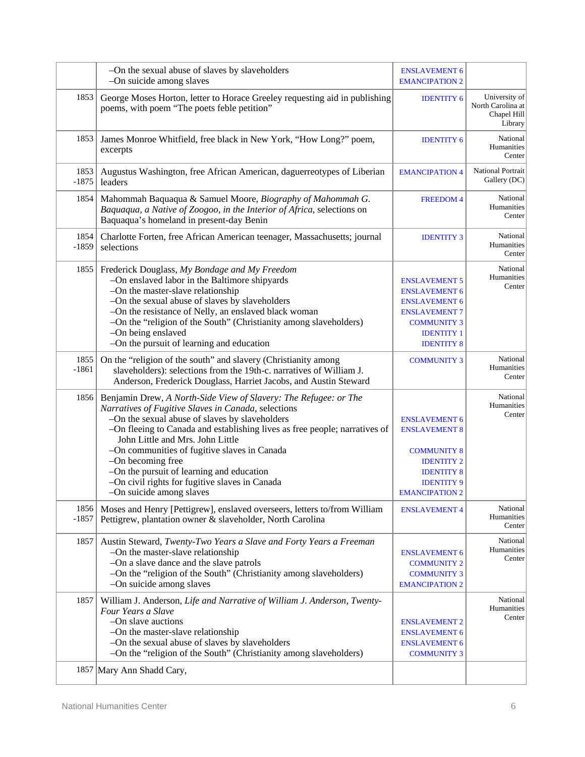| | | | |
|---|---|---|---|
| | –On the sexual abuse of slaves by slaveholders<br>–On suicide among slaves | ENSLAVEMENT 6<br>EMANCIPATION 2 | |
| 1853 | George Moses Horton, letter to Horace Greeley requesting aid in publishing poems, with poem "The poets feble petition" | IDENTITY 6 | University of North Carolina at Chapel Hill Library |
| 1853 | James Monroe Whitfield, free black in New York, "How Long?" poem, excerpts | IDENTITY 6 | National Humanities Center |
| 1853 -1875 | Augustus Washington, free African American, daguerreotypes of Liberian leaders | EMANCIPATION 4 | National Portrait Gallery (DC) |
| 1854 | Mahommah Baquaqua & Samuel Moore, *Biography of Mahommah G. Baquaqua, a Native of Zoogoo, in the Interior of Africa*, selections on Baquaqua's homeland in present-day Benin | FREEDOM 4 | National Humanities Center |
| 1854 -1859 | Charlotte Forten, free African American teenager, Massachusetts; journal selections | IDENTITY 3 | National Humanities Center |
| 1855 | Frederick Douglass, *My Bondage and My Freedom*<br>–On enslaved labor in the Baltimore shipyards<br>–On the master-slave relationship<br>–On the sexual abuse of slaves by slaveholders<br>–On the resistance of Nelly, an enslaved black woman<br>–On the "religion of the South" (Christianity among slaveholders)<br>–On being enslaved<br>–On the pursuit of learning and education | ENSLAVEMENT 5<br>ENSLAVEMENT 6<br>ENSLAVEMENT 6<br>ENSLAVEMENT 7<br>COMMUNITY 3<br>IDENTITY 1<br>IDENTITY 8 | National Humanities Center |
| 1855 -1861 | On the "religion of the south" and slavery (Christianity among slaveholders): selections from the 19th-c. narratives of William J. Anderson, Frederick Douglass, Harriet Jacobs, and Austin Steward | COMMUNITY 3 | National Humanities Center |
| 1856 | Benjamin Drew, *A North-Side View of Slavery: The Refugee: or The Narratives of Fugitive Slaves in Canada*, selections<br>–On the sexual abuse of slaves by slaveholders<br>–On fleeing to Canada and establishing lives as free people; narratives of John Little and Mrs. John Little<br>–On communities of fugitive slaves in Canada<br>–On becoming free<br>–On the pursuit of learning and education<br>–On civil rights for fugitive slaves in Canada<br>–On suicide among slaves | ENSLAVEMENT 6<br>ENSLAVEMENT 8<br><br>COMMUNITY 8<br>IDENTITY 2<br>IDENTITY 8<br>IDENTITY 9<br>EMANCIPATION 2 | National Humanities Center |
| 1856 -1857 | Moses and Henry [Pettigrew], enslaved overseers, letters to/from William Pettigrew, plantation owner & slaveholder, North Carolina | ENSLAVEMENT 4 | National Humanities Center |
| 1857 | Austin Steward, *Twenty-Two Years a Slave and Forty Years a Freeman*<br>–On the master-slave relationship<br>–On a slave dance and the slave patrols<br>–On the "religion of the South" (Christianity among slaveholders)<br>–On suicide among slaves | ENSLAVEMENT 6<br>COMMUNITY 2<br>COMMUNITY 3<br>EMANCIPATION 2 | National Humanities Center |
| 1857 | William J. Anderson, *Life and Narrative of William J. Anderson, Twenty-Four Years a Slave*<br>–On slave auctions<br>–On the master-slave relationship<br>–On the sexual abuse of slaves by slaveholders<br>–On the "religion of the South" (Christianity among slaveholders) | ENSLAVEMENT 2<br>ENSLAVEMENT 6<br>ENSLAVEMENT 6<br>COMMUNITY 3 | National Humanities Center |
| 1857 | Mary Ann Shadd Cary, | | |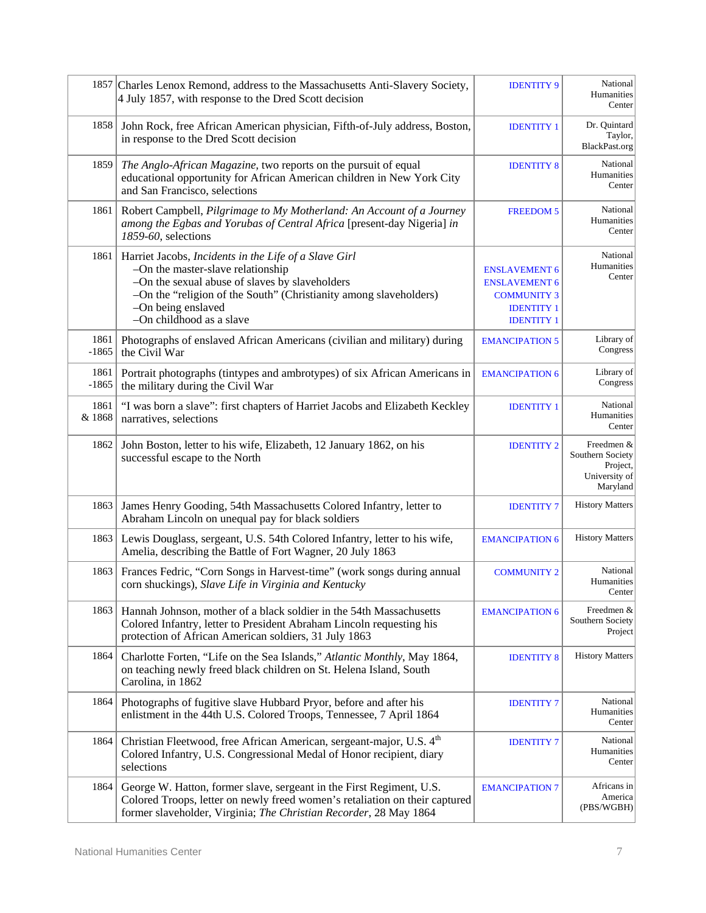| | | | |
|---|---|---|---|
| 1857 | Charles Lenox Remond, address to the Massachusetts Anti-Slavery Society, 4 July 1857, with response to the Dred Scott decision | IDENTITY 9 | National Humanities Center |
| 1858 | John Rock, free African American physician, Fifth-of-July address, Boston, in response to the Dred Scott decision | IDENTITY 1 | Dr. Quintard Taylor, BlackPast.org |
| 1859 | *The Anglo-African Magazine*, two reports on the pursuit of equal educational opportunity for African American children in New York City and San Francisco, selections | IDENTITY 8 | National Humanities Center |
| 1861 | Robert Campbell, *Pilgrimage to My Motherland: An Account of a Journey among the Egbas and Yorubas of Central Africa* [present-day Nigeria] *in 1859-60*, selections | FREEDOM 5 | National Humanities Center |
| 1861 | Harriet Jacobs, *Incidents in the Life of a Slave Girl*<br>–On the master-slave relationship<br>–On the sexual abuse of slaves by slaveholders<br>–On the "religion of the South" (Christianity among slaveholders)<br>–On being enslaved<br>–On childhood as a slave | <br>ENSLAVEMENT 6<br>ENSLAVEMENT 6<br>COMMUNITY 3<br>IDENTITY 1<br>IDENTITY 1 | National Humanities Center |
| 1861 -1865 | Photographs of enslaved African Americans (civilian and military) during the Civil War | EMANCIPATION 5 | Library of Congress |
| 1861 -1865 | Portrait photographs (tintypes and ambrotypes) of six African Americans in the military during the Civil War | EMANCIPATION 6 | Library of Congress |
| 1861 & 1868 | "I was born a slave": first chapters of Harriet Jacobs and Elizabeth Keckley narratives, selections | IDENTITY 1 | National Humanities Center |
| 1862 | John Boston, letter to his wife, Elizabeth, 12 January 1862, on his successful escape to the North | IDENTITY 2 | Freedmen & Southern Society Project, University of Maryland |
| 1863 | James Henry Gooding, 54th Massachusetts Colored Infantry, letter to Abraham Lincoln on unequal pay for black soldiers | IDENTITY 7 | History Matters |
| 1863 | Lewis Douglass, sergeant, U.S. 54th Colored Infantry, letter to his wife, Amelia, describing the Battle of Fort Wagner, 20 July 1863 | EMANCIPATION 6 | History Matters |
| 1863 | Frances Fedric, "Corn Songs in Harvest-time" (work songs during annual corn shuckings), *Slave Life in Virginia and Kentucky* | COMMUNITY 2 | National Humanities Center |
| 1863 | Hannah Johnson, mother of a black soldier in the 54th Massachusetts Colored Infantry, letter to President Abraham Lincoln requesting his protection of African American soldiers, 31 July 1863 | EMANCIPATION 6 | Freedmen & Southern Society Project |
| 1864 | Charlotte Forten, "Life on the Sea Islands," *Atlantic Monthly*, May 1864, on teaching newly freed black children on St. Helena Island, South Carolina, in 1862 | IDENTITY 8 | History Matters |
| 1864 | Photographs of fugitive slave Hubbard Pryor, before and after his enlistment in the 44th U.S. Colored Troops, Tennessee, 7 April 1864 | IDENTITY 7 | National Humanities Center |
| 1864 | Christian Fleetwood, free African American, sergeant-major, U.S. 4th Colored Infantry, U.S. Congressional Medal of Honor recipient, diary selections | IDENTITY 7 | National Humanities Center |
| 1864 | George W. Hatton, former slave, sergeant in the First Regiment, U.S. Colored Troops, letter on newly freed women's retaliation on their captured former slaveholder, Virginia; *The Christian Recorder*, 28 May 1864 | EMANCIPATION 7 | Africans in America (PBS/WGBH) |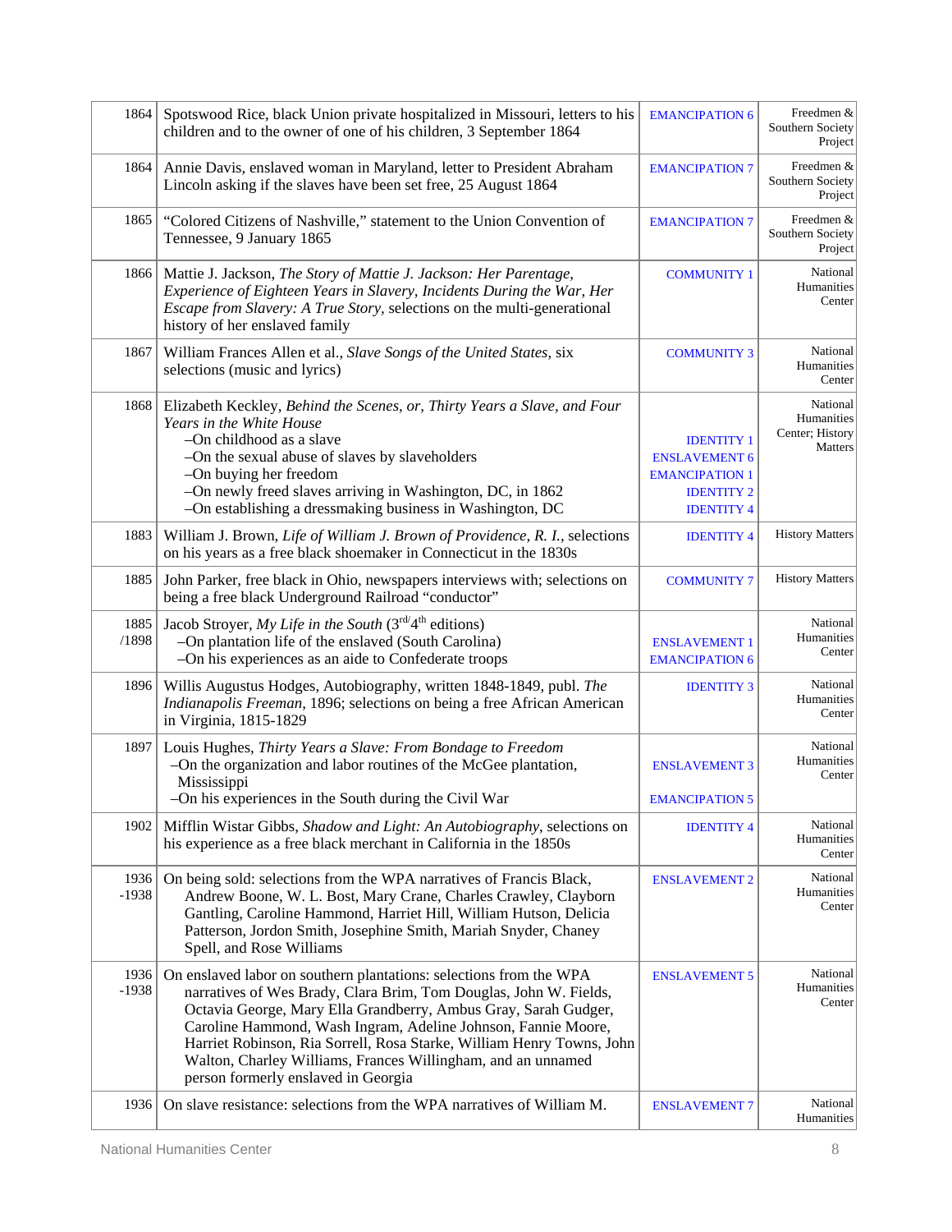| | | | |
|---|---|---|---|
| 1864 | Spotswood Rice, black Union private hospitalized in Missouri, letters to his children and to the owner of one of his children, 3 September 1864 | EMANCIPATION 6 | Freedmen & Southern Society Project |
| 1864 | Annie Davis, enslaved woman in Maryland, letter to President Abraham Lincoln asking if the slaves have been set free, 25 August 1864 | EMANCIPATION 7 | Freedmen & Southern Society Project |
| 1865 | "Colored Citizens of Nashville," statement to the Union Convention of Tennessee, 9 January 1865 | EMANCIPATION 7 | Freedmen & Southern Society Project |
| 1866 | Mattie J. Jackson, *The Story of Mattie J. Jackson: Her Parentage, Experience of Eighteen Years in Slavery, Incidents During the War, Her Escape from Slavery: A True Story*, selections on the multi-generational history of her enslaved family | COMMUNITY 1 | National Humanities Center |
| 1867 | William Frances Allen et al., *Slave Songs of the United States*, six selections (music and lyrics) | COMMUNITY 3 | National Humanities Center |
| 1868 | Elizabeth Keckley, *Behind the Scenes, or, Thirty Years a Slave, and Four Years in the White House*<br>–On childhood as a slave<br>–On the sexual abuse of slaves by slaveholders<br>–On buying her freedom<br>–On newly freed slaves arriving in Washington, DC, in 1862<br>–On establishing a dressmaking business in Washington, DC | <br><br>IDENTITY 1<br>ENSLAVEMENT 6<br>EMANCIPATION 1<br>IDENTITY 2<br>IDENTITY 4 | National Humanities Center; History Matters |
| 1883 | William J. Brown, *Life of William J. Brown of Providence, R. I.*, selections on his years as a free black shoemaker in Connecticut in the 1830s | IDENTITY 4 | History Matters |
| 1885 | John Parker, free black in Ohio, newspapers interviews with; selections on being a free black Underground Railroad "conductor" | COMMUNITY 7 | History Matters |
| 1885 /1898 | Jacob Stroyer, *My Life in the South* (3rd/4th editions)<br>–On plantation life of the enslaved (South Carolina)<br>–On his experiences as an aide to Confederate troops | <br>ENSLAVEMENT 1<br>EMANCIPATION 6 | National Humanities Center |
| 1896 | Willis Augustus Hodges, Autobiography, written 1848-1849, publ. *The Indianapolis Freeman*, 1896; selections on being a free African American in Virginia, 1815-1829 | IDENTITY 3 | National Humanities Center |
| 1897 | Louis Hughes, *Thirty Years a Slave: From Bondage to Freedom*<br>–On the organization and labor routines of the McGee plantation, Mississippi<br>–On his experiences in the South during the Civil War | <br>ENSLAVEMENT 3<br><br>EMANCIPATION 5 | National Humanities Center |
| 1902 | Mifflin Wistar Gibbs, *Shadow and Light: An Autobiography*, selections on his experience as a free black merchant in California in the 1850s | IDENTITY 4 | National Humanities Center |
| 1936 -1938 | On being sold: selections from the WPA narratives of Francis Black, Andrew Boone, W. L. Bost, Mary Crane, Charles Crawley, Clayborn Gantling, Caroline Hammond, Harriet Hill, William Hutson, Delicia Patterson, Jordon Smith, Josephine Smith, Mariah Snyder, Chaney Spell, and Rose Williams | ENSLAVEMENT 2 | National Humanities Center |
| 1936 -1938 | On enslaved labor on southern plantations: selections from the WPA narratives of Wes Brady, Clara Brim, Tom Douglas, John W. Fields, Octavia George, Mary Ella Grandberry, Ambus Gray, Sarah Gudger, Caroline Hammond, Wash Ingram, Adeline Johnson, Fannie Moore, Harriet Robinson, Ria Sorrell, Rosa Starke, William Henry Towns, John Walton, Charley Williams, Frances Willingham, and an unnamed person formerly enslaved in Georgia | ENSLAVEMENT 5 | National Humanities Center |
| 1936 | On slave resistance: selections from the WPA narratives of William M. | ENSLAVEMENT 7 | National Humanities |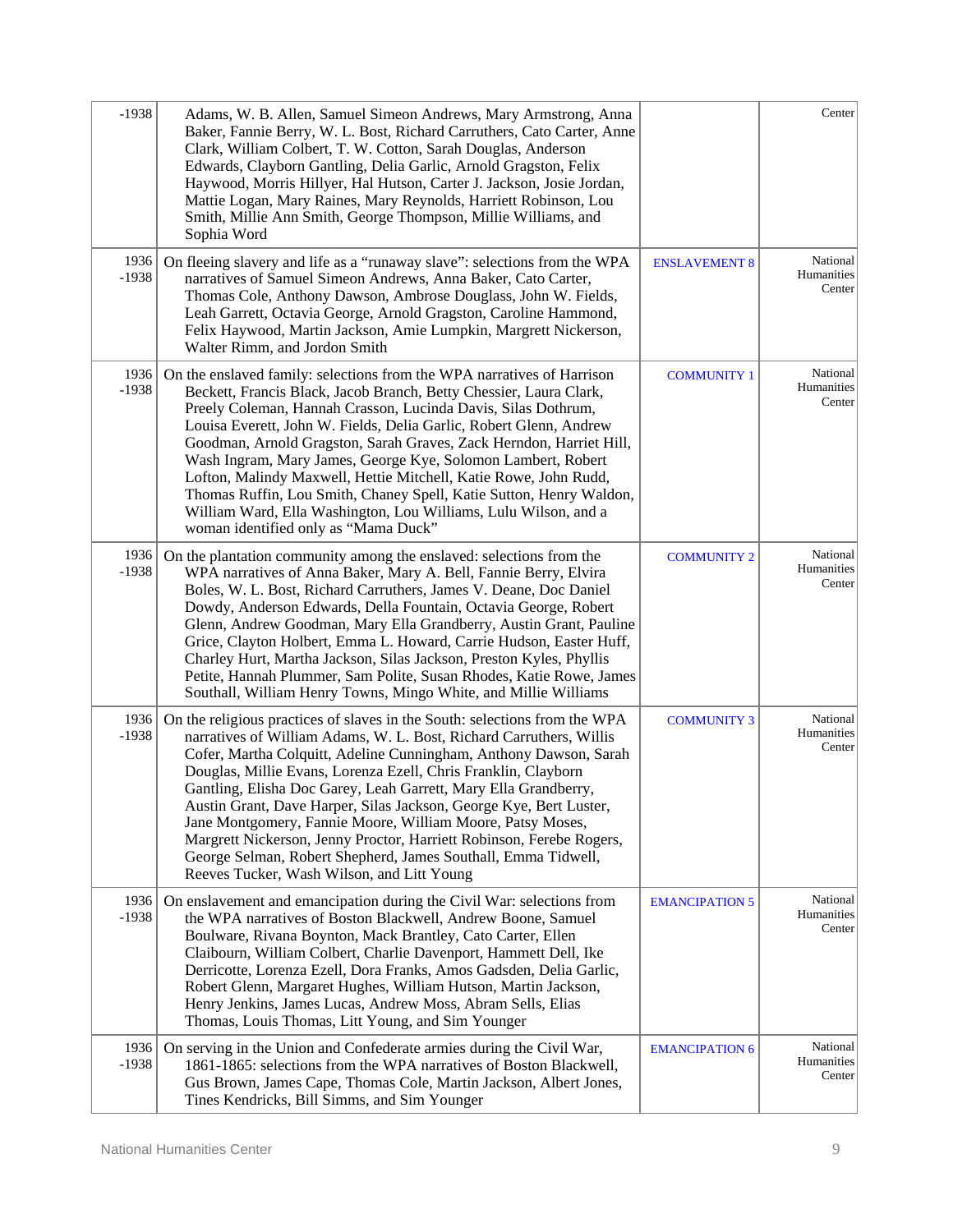| | | | |
|---|---|---|---|
| -1938 | Adams, W. B. Allen, Samuel Simeon Andrews, Mary Armstrong, Anna Baker, Fannie Berry, W. L. Bost, Richard Carruthers, Cato Carter, Anne Clark, William Colbert, T. W. Cotton, Sarah Douglas, Anderson Edwards, Clayborn Gantling, Delia Garlic, Arnold Gragston, Felix Haywood, Morris Hillyer, Hal Hutson, Carter J. Jackson, Josie Jordan, Mattie Logan, Mary Raines, Mary Reynolds, Harriett Robinson, Lou Smith, Millie Ann Smith, George Thompson, Millie Williams, and Sophia Word | | Center |
| 1936 -1938 | On fleeing slavery and life as a "runaway slave": selections from the WPA narratives of Samuel Simeon Andrews, Anna Baker, Cato Carter, Thomas Cole, Anthony Dawson, Ambrose Douglass, John W. Fields, Leah Garrett, Octavia George, Arnold Gragston, Caroline Hammond, Felix Haywood, Martin Jackson, Amie Lumpkin, Margrett Nickerson, Walter Rimm, and Jordon Smith | ENSLAVEMENT 8 | National Humanities Center |
| 1936 -1938 | On the enslaved family: selections from the WPA narratives of Harrison Beckett, Francis Black, Jacob Branch, Betty Chessier, Laura Clark, Preely Coleman, Hannah Crasson, Lucinda Davis, Silas Dothrum, Louisa Everett, John W. Fields, Delia Garlic, Robert Glenn, Andrew Goodman, Arnold Gragston, Sarah Graves, Zack Herndon, Harriet Hill, Wash Ingram, Mary James, George Kye, Solomon Lambert, Robert Lofton, Malindy Maxwell, Hettie Mitchell, Katie Rowe, John Rudd, Thomas Ruffin, Lou Smith, Chaney Spell, Katie Sutton, Henry Waldon, William Ward, Ella Washington, Lou Williams, Lulu Wilson, and a woman identified only as "Mama Duck" | COMMUNITY 1 | National Humanities Center |
| 1936 -1938 | On the plantation community among the enslaved: selections from the WPA narratives of Anna Baker, Mary A. Bell, Fannie Berry, Elvira Boles, W. L. Bost, Richard Carruthers, James V. Deane, Doc Daniel Dowdy, Anderson Edwards, Della Fountain, Octavia George, Robert Glenn, Andrew Goodman, Mary Ella Grandberry, Austin Grant, Pauline Grice, Clayton Holbert, Emma L. Howard, Carrie Hudson, Easter Huff, Charley Hurt, Martha Jackson, Silas Jackson, Preston Kyles, Phyllis Petite, Hannah Plummer, Sam Polite, Susan Rhodes, Katie Rowe, James Southall, William Henry Towns, Mingo White, and Millie Williams | COMMUNITY 2 | National Humanities Center |
| 1936 -1938 | On the religious practices of slaves in the South: selections from the WPA narratives of William Adams, W. L. Bost, Richard Carruthers, Willis Cofer, Martha Colquitt, Adeline Cunningham, Anthony Dawson, Sarah Douglas, Millie Evans, Lorenza Ezell, Chris Franklin, Clayborn Gantling, Elisha Doc Garey, Leah Garrett, Mary Ella Grandberry, Austin Grant, Dave Harper, Silas Jackson, George Kye, Bert Luster, Jane Montgomery, Fannie Moore, William Moore, Patsy Moses, Margrett Nickerson, Jenny Proctor, Harriett Robinson, Ferebe Rogers, George Selman, Robert Shepherd, James Southall, Emma Tidwell, Reeves Tucker, Wash Wilson, and Litt Young | COMMUNITY 3 | National Humanities Center |
| 1936 -1938 | On enslavement and emancipation during the Civil War: selections from the WPA narratives of Boston Blackwell, Andrew Boone, Samuel Boulware, Rivana Boynton, Mack Brantley, Cato Carter, Ellen Claibourn, William Colbert, Charlie Davenport, Hammett Dell, Ike Derricotte, Lorenza Ezell, Dora Franks, Amos Gadsden, Delia Garlic, Robert Glenn, Margaret Hughes, William Hutson, Martin Jackson, Henry Jenkins, James Lucas, Andrew Moss, Abram Sells, Elias Thomas, Louis Thomas, Litt Young, and Sim Younger | EMANCIPATION 5 | National Humanities Center |
| 1936 -1938 | On serving in the Union and Confederate armies during the Civil War, 1861-1865: selections from the WPA narratives of Boston Blackwell, Gus Brown, James Cape, Thomas Cole, Martin Jackson, Albert Jones, Tines Kendricks, Bill Simms, and Sim Younger | EMANCIPATION 6 | National Humanities Center |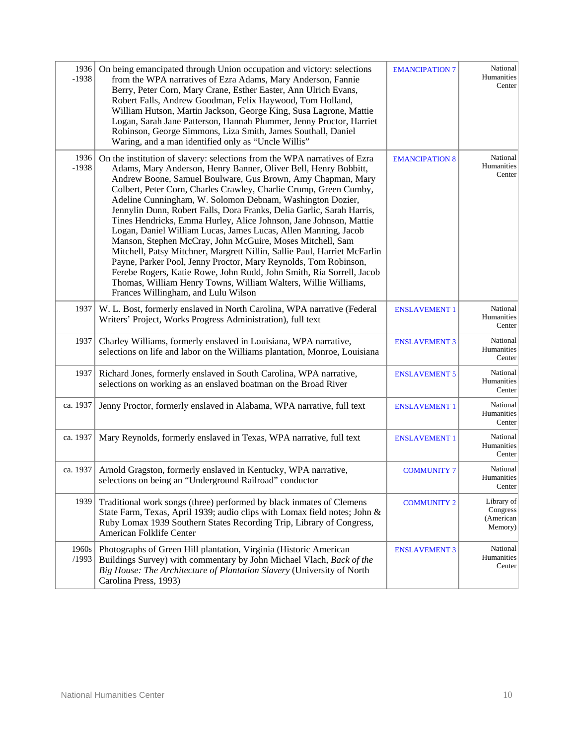| | | | |
|---|---|---|---|
| 1936 -1938 | On being emancipated through Union occupation and victory: selections from the WPA narratives of Ezra Adams, Mary Anderson, Fannie Berry, Peter Corn, Mary Crane, Esther Easter, Ann Ulrich Evans, Robert Falls, Andrew Goodman, Felix Haywood, Tom Holland, William Hutson, Martin Jackson, George King, Susa Lagrone, Mattie Logan, Sarah Jane Patterson, Hannah Plummer, Jenny Proctor, Harriet Robinson, George Simmons, Liza Smith, James Southall, Daniel Waring, and a man identified only as "Uncle Willis" | EMANCIPATION 7 | National Humanities Center |
| 1936 -1938 | On the institution of slavery: selections from the WPA narratives of Ezra Adams, Mary Anderson, Henry Banner, Oliver Bell, Henry Bobbitt, Andrew Boone, Samuel Boulware, Gus Brown, Amy Chapman, Mary Colbert, Peter Corn, Charles Crawley, Charlie Crump, Green Cumby, Adeline Cunningham, W. Solomon Debnam, Washington Dozier, Jennylin Dunn, Robert Falls, Dora Franks, Delia Garlic, Sarah Harris, Tines Hendricks, Emma Hurley, Alice Johnson, Jane Johnson, Mattie Logan, Daniel William Lucas, James Lucas, Allen Manning, Jacob Manson, Stephen McCray, John McGuire, Moses Mitchell, Sam Mitchell, Patsy Mitchner, Margrett Nillin, Sallie Paul, Harriet McFarlin Payne, Parker Pool, Jenny Proctor, Mary Reynolds, Tom Robinson, Ferebe Rogers, Katie Rowe, John Rudd, John Smith, Ria Sorrell, Jacob Thomas, William Henry Towns, William Walters, Willie Williams, Frances Willingham, and Lulu Wilson | EMANCIPATION 8 | National Humanities Center |
| 1937 | W. L. Bost, formerly enslaved in North Carolina, WPA narrative (Federal Writers' Project, Works Progress Administration), full text | ENSLAVEMENT 1 | National Humanities Center |
| 1937 | Charley Williams, formerly enslaved in Louisiana, WPA narrative, selections on life and labor on the Williams plantation, Monroe, Louisiana | ENSLAVEMENT 3 | National Humanities Center |
| 1937 | Richard Jones, formerly enslaved in South Carolina, WPA narrative, selections on working as an enslaved boatman on the Broad River | ENSLAVEMENT 5 | National Humanities Center |
| ca. 1937 | Jenny Proctor, formerly enslaved in Alabama, WPA narrative, full text | ENSLAVEMENT 1 | National Humanities Center |
| ca. 1937 | Mary Reynolds, formerly enslaved in Texas, WPA narrative, full text | ENSLAVEMENT 1 | National Humanities Center |
| ca. 1937 | Arnold Gragston, formerly enslaved in Kentucky, WPA narrative, selections on being an "Underground Railroad" conductor | COMMUNITY 7 | National Humanities Center |
| 1939 | Traditional work songs (three) performed by black inmates of Clemens State Farm, Texas, April 1939; audio clips with Lomax field notes; John & Ruby Lomax 1939 Southern States Recording Trip, Library of Congress, American Folklife Center | COMMUNITY 2 | Library of Congress (American Memory) |
| 1960s /1993 | Photographs of Green Hill plantation, Virginia (Historic American Buildings Survey) with commentary by John Michael Vlach, *Back of the Big House: The Architecture of Plantation Slavery* (University of North Carolina Press, 1993) | ENSLAVEMENT 3 | National Humanities Center |